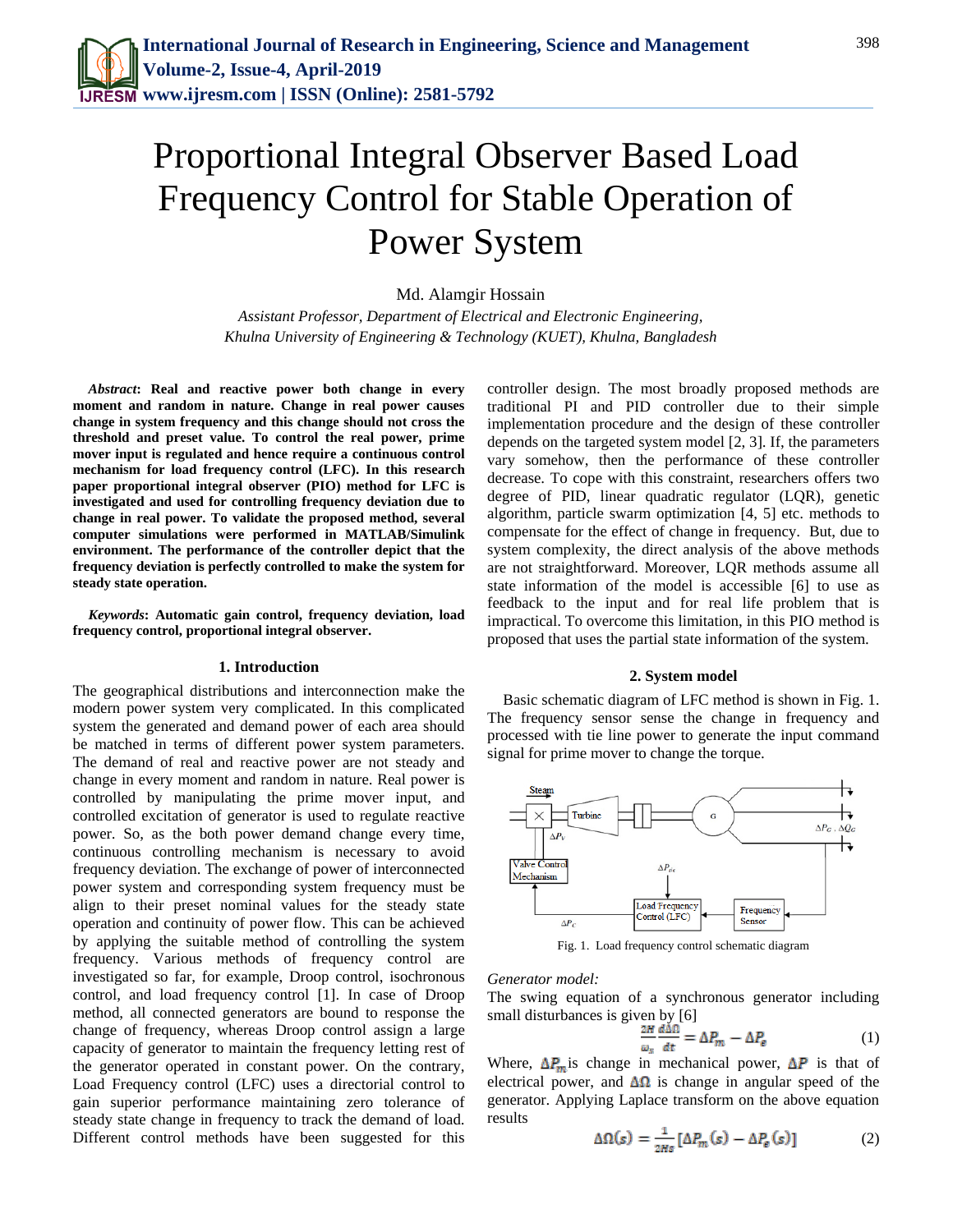# Proportional Integral Observer Based Load Frequency Control for Stable Operation of Power System

Md. Alamgir Hossain

*Assistant Professor, Department of Electrical and Electronic Engineering, Khulna University of Engineering & Technology (KUET), Khulna, Bangladesh*

***Abstract*: Real and reactive power both change in every moment and random in nature. Change in real power causes change in system frequency and this change should not cross the threshold and preset value. To control the real power, prime mover input is regulated and hence require a continuous control mechanism for load frequency control (LFC). In this research paper proportional integral observer (PIO) method for LFC is investigated and used for controlling frequency deviation due to change in real power. To validate the proposed method, several computer simulations were performed in MATLAB/Simulink environment. The performance of the controller depict that the frequency deviation is perfectly controlled to make the system for steady state operation.**

***Keywords*: Automatic gain control, frequency deviation, load frequency control, proportional integral observer.**

## 1. Introduction

The geographical distributions and interconnection make the modern power system very complicated. In this complicated system the generated and demand power of each area should be matched in terms of different power system parameters. The demand of real and reactive power are not steady and change in every moment and random in nature. Real power is controlled by manipulating the prime mover input, and controlled excitation of generator is used to regulate reactive power. So, as the both power demand change every time, continuous controlling mechanism is necessary to avoid frequency deviation. The exchange of power of interconnected power system and corresponding system frequency must be align to their preset nominal values for the steady state operation and continuity of power flow. This can be achieved by applying the suitable method of controlling the system frequency. Various methods of frequency control are investigated so far, for example, Droop control, isochronous control, and load frequency control [1]. In case of Droop method, all connected generators are bound to response the change of frequency, whereas Droop control assign a large capacity of generator to maintain the frequency letting rest of the generator operated in constant power. On the contrary, Load Frequency control (LFC) uses a directorial control to gain superior performance maintaining zero tolerance of steady state change in frequency to track the demand of load. Different control methods have been suggested for this controller design. The most broadly proposed methods are traditional PI and PID controller due to their simple implementation procedure and the design of these controller depends on the targeted system model [2, 3]. If, the parameters vary somehow, then the performance of these controller decrease. To cope with this constraint, researchers offers two degree of PID, linear quadratic regulator (LQR), genetic algorithm, particle swarm optimization [4, 5] etc. methods to compensate for the effect of change in frequency. But, due to system complexity, the direct analysis of the above methods are not straightforward. Moreover, LQR methods assume all state information of the model is accessible [6] to use as feedback to the input and for real life problem that is impractical. To overcome this limitation, in this PIO method is proposed that uses the partial state information of the system.

## 2. System model

Basic schematic diagram of LFC method is shown in Fig. 1. The frequency sensor sense the change in frequency and processed with tie line power to generate the input command signal for prime mover to change the torque.

Fig. 1. Load frequency control schematic diagram

*Generator model:*

The swing equation of a synchronous generator including small disturbances is given by [6]

$$\frac{2H}{\omega_s}\frac{d\Delta\Omega}{dt} = \Delta P_m - \Delta P_e \qquad (1)$$

Where, $\Delta P_m$ is change in mechanical power, $\Delta P$ is that of electrical power, and $\Delta\Omega$ is change in angular speed of the generator. Applying Laplace transform on the above equation results

$$\Delta\Omega(s) = \frac{1}{2Hs}[\Delta P_m(s) - \Delta P_e(s)] \qquad (2)$$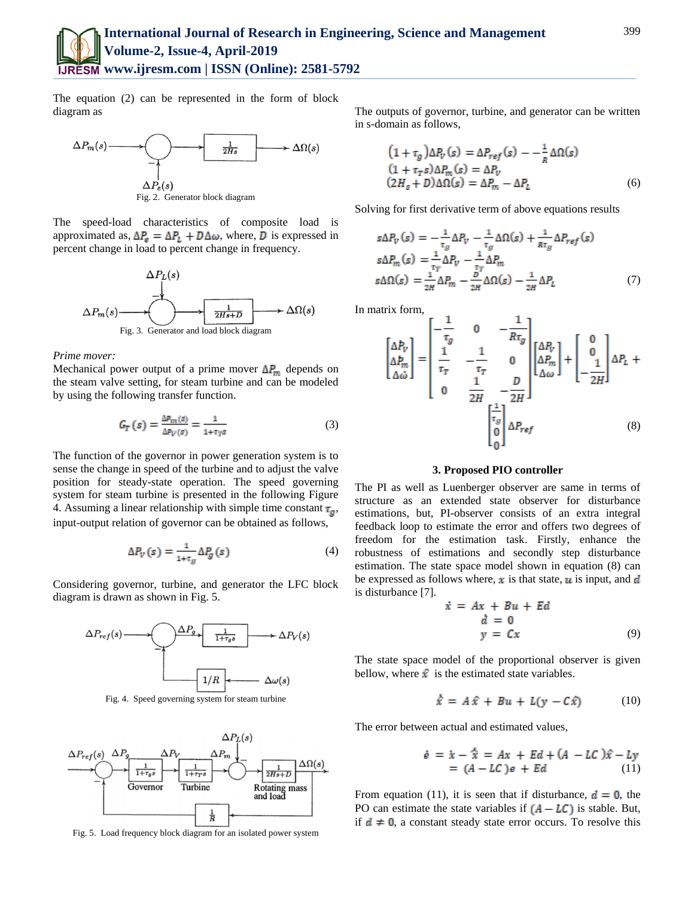The equation (2) can be represented in the form of block diagram as

Fig. 2. Generator block diagram

The speed-load characteristics of composite load is approximated as, $\Delta P_e = \Delta P_L + D\Delta\omega$, where, $D$ is expressed in percent change in load to percent change in frequency.

Fig. 3. Generator and load block diagram

*Prime mover:*

Mechanical power output of a prime mover $\Delta P_m$ depends on the steam valve setting, for steam turbine and can be modeled by using the following transfer function.

$$G_T(s) = \frac{\Delta P_m(s)}{\Delta P_V(s)} = \frac{1}{1+\tau_T s} \tag{3}$$

The function of the governor in power generation system is to sense the change in speed of the turbine and to adjust the valve position for steady-state operation. The speed governing system for steam turbine is presented in the following Figure 4. Assuming a linear relationship with simple time constant $\tau_g$, input-output relation of governor can be obtained as follows,

$$\Delta P_V(s) = \frac{1}{1+\tau_g}\Delta P_g(s) \tag{4}$$

Considering governor, turbine, and generator the LFC block diagram is drawn as shown in Fig. 5.

Fig. 4. Speed governing system for steam turbine

Fig. 5. Load frequency block diagram for an isolated power system

The outputs of governor, turbine, and generator can be written in s-domain as follows,

$$\begin{aligned}
&(1+\tau_g)\Delta P_V(s) = \Delta P_{ref}(s) - -\tfrac{1}{R}\Delta\Omega(s) \\
&(1+\tau_T s)\Delta P_m(s) = \Delta P_V \\
&(2H_s + D)\Delta\Omega(s) = \Delta P_m - \Delta P_L
\end{aligned} \tag{6}$$

Solving for first derivative term of above equations results

$$\begin{aligned}
s\Delta P_V(s) &= -\frac{1}{\tau_g}\Delta P_V - \frac{1}{\tau_g}\Delta\Omega(s) + \frac{1}{R\tau_g}\Delta P_{ref}(s) \\
s\Delta P_m(s) &= \frac{1}{\tau_T}\Delta P_V - \frac{1}{\tau_T}\Delta P_m \\
s\Delta\Omega(s) &= \frac{1}{2H}\Delta P_m - \frac{D}{2H}\Delta\Omega(s) - \frac{1}{2H}\Delta P_L
\end{aligned} \tag{7}$$

In matrix form,

$$\begin{bmatrix}\Delta \dot{P}_V \\ \Delta \dot{P}_m \\ \Delta\dot{\omega}\end{bmatrix} = \begin{bmatrix} -\frac{1}{\tau_g} & 0 & -\frac{1}{R\tau_g} \\ \frac{1}{\tau_T} & -\frac{1}{\tau_T} & 0 \\ 0 & \frac{1}{2H} & -\frac{D}{2H}\end{bmatrix}\begin{bmatrix}\Delta P_V \\ \Delta P_m \\ \Delta\omega\end{bmatrix} + \begin{bmatrix}0 \\ 0 \\ -\frac{1}{2H}\end{bmatrix}\Delta P_L + \begin{bmatrix}\frac{1}{\tau_g} \\ 0 \\ 0\end{bmatrix}\Delta P_{ref} \tag{8}$$

### 3. Proposed PIO controller

The PI as well as Luenberger observer are same in terms of structure as an extended state observer for disturbance estimations, but, PI-observer consists of an extra integral feedback loop to estimate the error and offers two degrees of freedom for the estimation task. Firstly, enhance the robustness of estimations and secondly step disturbance estimation. The state space model shown in equation (8) can be expressed as follows where, $x$ is that state, $u$ is input, and $d$ is disturbance [7].

$$\begin{aligned}
\dot{x} &= Ax + Bu + Ed \\
\dot{d} &= 0 \\
y &= Cx
\end{aligned} \tag{9}$$

The state space model of the proportional observer is given bellow, where $\hat{x}$ is the estimated state variables.

$$\dot{\hat{x}} = A\hat{x} + Bu + L(y - C\hat{x}) \tag{10}$$

The error between actual and estimated values,

$$\begin{aligned}
\dot{e} &= \dot{x} - \dot{\hat{x}} = Ax + Ed + (A - LC)\hat{x} - Ly \\
&= (A - LC)e + Ed
\end{aligned} \tag{11}$$

From equation (11), it is seen that if disturbance, $d = 0$, the PO can estimate the state variables if $(A - LC)$ is stable. But, if $d \neq 0$, a constant steady state error occurs. To resolve this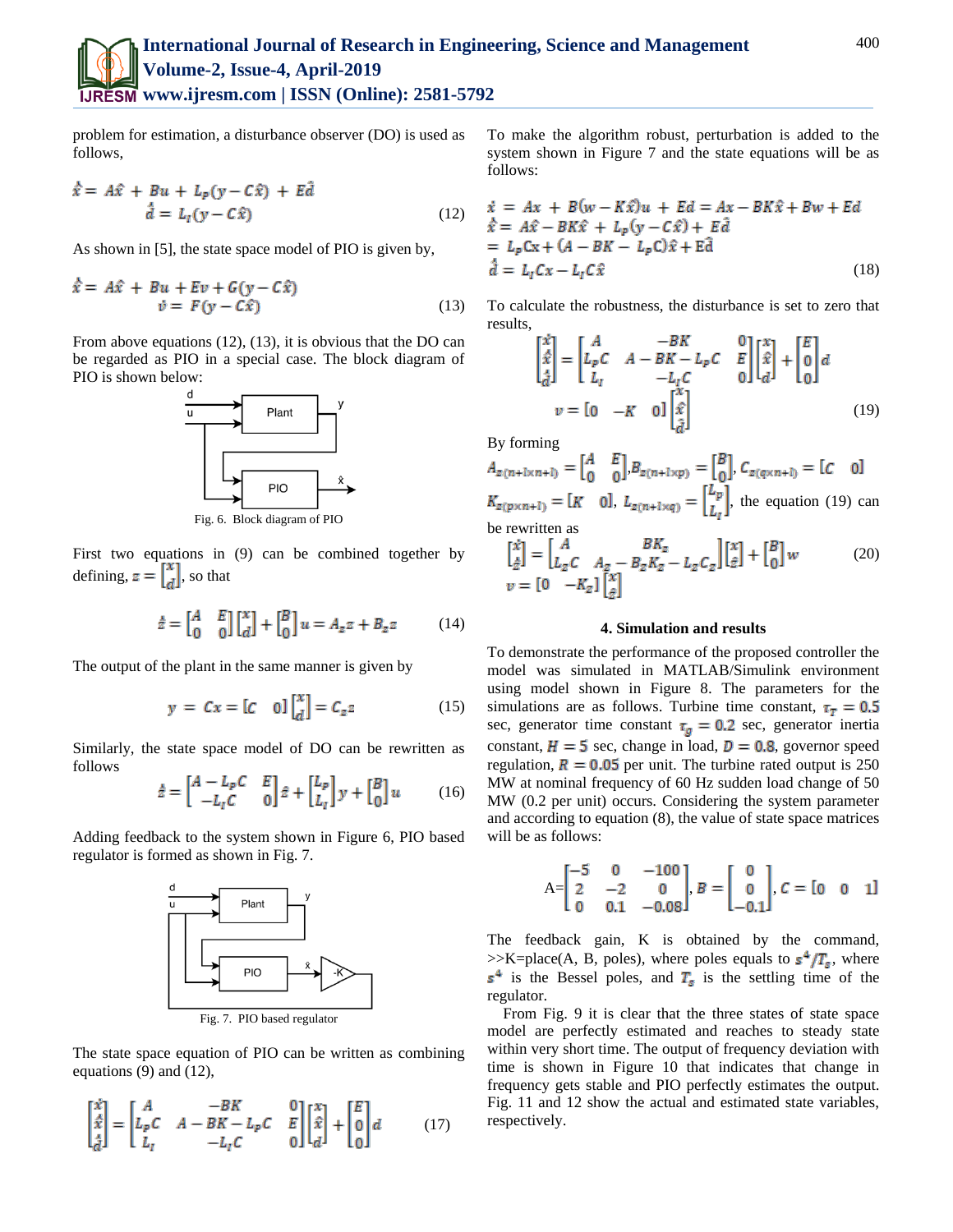problem for estimation, a disturbance observer (DO) is used as follows,

$$\dot{\hat{x}} = A\hat{x} + Bu + L_p(y - C\hat{x}) + E\hat{d}$$
$$\dot{\hat{d}} = L_I(y - C\hat{x}) \quad (12)$$

As shown in [5], the state space model of PIO is given by,

$$\dot{\hat{x}} = A\hat{x} + Bu + Ev + G(y - C\hat{x})$$
$$\dot{v} = F(y - C\hat{x}) \quad (13)$$

From above equations (12), (13), it is obvious that the DO can be regarded as PIO in a special case. The block diagram of PIO is shown below:

Fig. 6. Block diagram of PIO

First two equations in (9) can be combined together by defining, $z = \begin{bmatrix} x \\ d \end{bmatrix}$, so that

$$\dot{z} = \begin{bmatrix} A & E \\ 0 & 0 \end{bmatrix}\begin{bmatrix} x \\ d \end{bmatrix} + \begin{bmatrix} B \\ 0 \end{bmatrix}u = A_z z + B_z z \quad (14)$$

The output of the plant in the same manner is given by

$$y = Cx = \begin{bmatrix} C & 0 \end{bmatrix}\begin{bmatrix} x \\ d \end{bmatrix} = C_z z \quad (15)$$

Similarly, the state space model of DO can be rewritten as follows

$$\dot{\hat{z}} = \begin{bmatrix} A - L_pC & E \\ -L_IC & 0 \end{bmatrix}\hat{z} + \begin{bmatrix} L_p \\ L_I \end{bmatrix}y + \begin{bmatrix} B \\ 0 \end{bmatrix}u \quad (16)$$

Adding feedback to the system shown in Figure 6, PIO based regulator is formed as shown in Fig. 7.

Fig. 7. PIO based regulator

The state space equation of PIO can be written as combining equations (9) and (12),

$$\begin{bmatrix} \dot{x} \\ \dot{\hat{x}} \\ \dot{\hat{d}} \end{bmatrix} = \begin{bmatrix} A & -BK & 0 \\ L_pC & A - BK - L_pC & E \\ L_I & -L_IC & 0 \end{bmatrix}\begin{bmatrix} x \\ \hat{x} \\ \hat{d} \end{bmatrix} + \begin{bmatrix} E \\ 0 \\ 0 \end{bmatrix}d \quad (17)$$

To make the algorithm robust, perturbation is added to the system shown in Figure 7 and the state equations will be as follows:

$$\dot{x} = Ax + B(w - K\hat{x})u + Ed = Ax - BK\hat{x} + Bw + Ed$$
$$\dot{\hat{x}} = A\hat{x} - BK\hat{x} + L_p(y - C\hat{x}) + E\hat{d}$$
$$= L_pCx + (A - BK - L_pC)\hat{x} + E\hat{d}$$
$$\dot{\hat{d}} = L_ICx - L_IC\hat{x} \quad (18)$$

To calculate the robustness, the disturbance is set to zero that results,

$$\begin{bmatrix} \dot{x} \\ \dot{\hat{x}} \\ \dot{\hat{d}} \end{bmatrix} = \begin{bmatrix} A & -BK & 0 \\ L_pC & A - BK - L_pC & E \\ L_I & -L_IC & 0 \end{bmatrix}\begin{bmatrix} x \\ \hat{x} \\ \hat{d} \end{bmatrix} + \begin{bmatrix} E \\ 0 \\ 0 \end{bmatrix}d$$
$$v = \begin{bmatrix} 0 & -K & 0 \end{bmatrix}\begin{bmatrix} x \\ \hat{x} \\ \hat{d} \end{bmatrix} \quad (19)$$

By forming

$A_{z(n+1\times n+1)} = \begin{bmatrix} A & E \\ 0 & 0 \end{bmatrix}$, $B_{z(n+1\times p)} = \begin{bmatrix} B \\ 0 \end{bmatrix}$, $C_{z(q\times n+1)} = \begin{bmatrix} C & 0 \end{bmatrix}$

$K_{z(p\times n+1)} = \begin{bmatrix} K & 0 \end{bmatrix}$, $L_{z(n+1\times q)} = \begin{bmatrix} L_p \\ L_I \end{bmatrix}$, the equation (19) can be rewritten as

$$\begin{bmatrix} \dot{x} \\ \dot{\hat{z}} \end{bmatrix} = \begin{bmatrix} A & BK_z \\ L_zC & A_z - B_zK_z - L_zC_z \end{bmatrix}\begin{bmatrix} x \\ \hat{z} \end{bmatrix} + \begin{bmatrix} B \\ 0 \end{bmatrix}w \quad (20)$$
$$v = \begin{bmatrix} 0 & -K_z \end{bmatrix}\begin{bmatrix} x \\ \hat{z} \end{bmatrix}$$

### 4. Simulation and results

To demonstrate the performance of the proposed controller the model was simulated in MATLAB/Simulink environment using model shown in Figure 8. The parameters for the simulations are as follows. Turbine time constant, $\tau_T = 0.5$ sec, generator time constant $\tau_g = 0.2$ sec, generator inertia constant, $H = 5$ sec, change in load, $D = 0.8$, governor speed regulation, $R = 0.05$ per unit. The turbine rated output is 250 MW at nominal frequency of 60 Hz sudden load change of 50 MW (0.2 per unit) occurs. Considering the system parameter and according to equation (8), the value of state space matrices will be as follows:

$$A = \begin{bmatrix} -5 & 0 & -100 \\ 2 & -2 & 0 \\ 0 & 0.1 & -0.08 \end{bmatrix}, B = \begin{bmatrix} 0 \\ 0 \\ -0.1 \end{bmatrix}, C = \begin{bmatrix} 0 & 0 & 1 \end{bmatrix}$$

The feedback gain, K is obtained by the command, >>K=place(A, B, poles), where poles equals to $s^4/T_s$, where $s^4$ is the Bessel poles, and $T_s$ is the settling time of the regulator.

From Fig. 9 it is clear that the three states of state space model are perfectly estimated and reaches to steady state within very short time. The output of frequency deviation with time is shown in Figure 10 that indicates that change in frequency gets stable and PIO perfectly estimates the output. Fig. 11 and 12 show the actual and estimated state variables, respectively.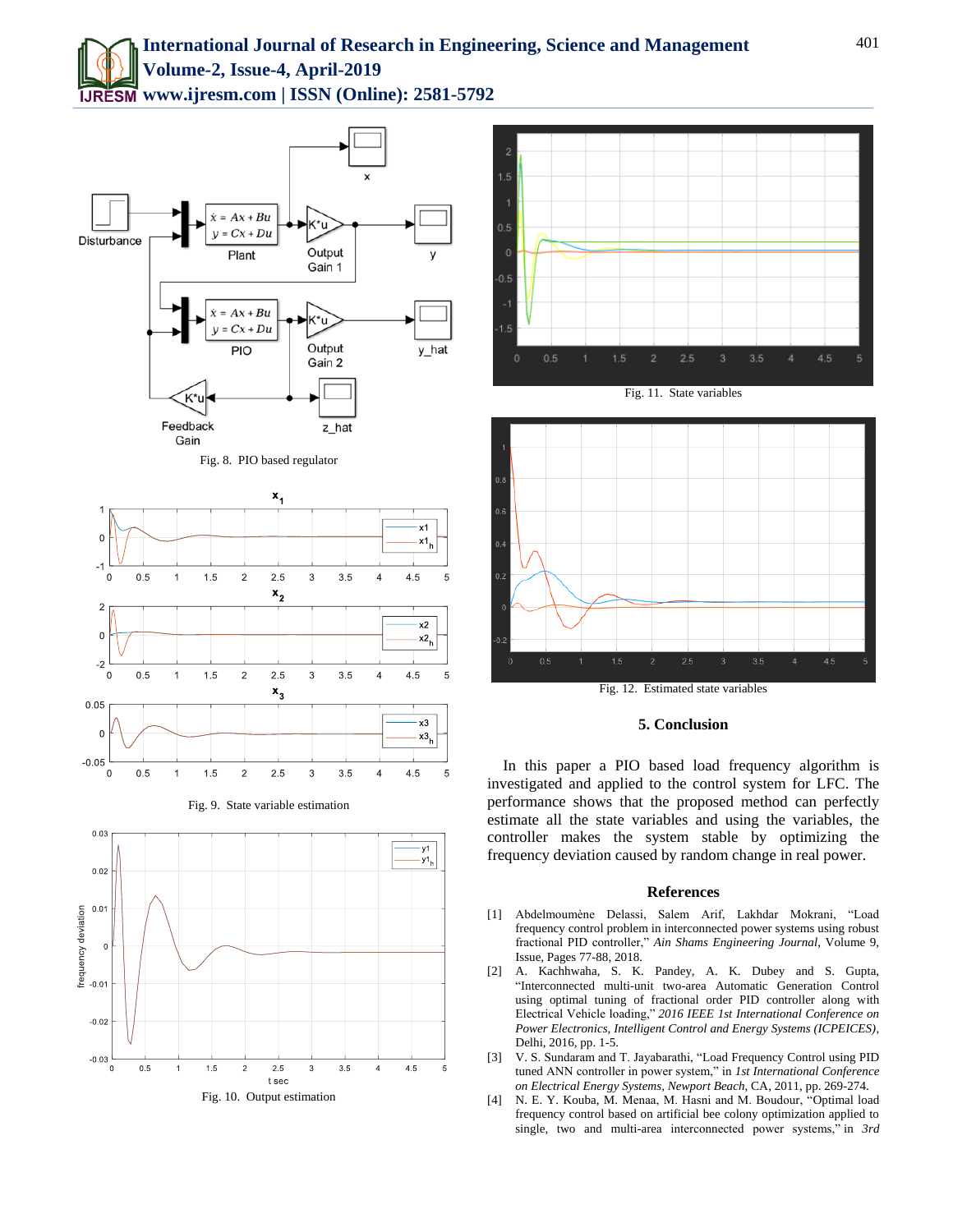Fig. 8. PIO based regulator

Fig. 9. State variable estimation

Fig. 10. Output estimation

Fig. 11. State variables

Fig. 12. Estimated state variables

## 5. Conclusion

In this paper a PIO based load frequency algorithm is investigated and applied to the control system for LFC. The performance shows that the proposed method can perfectly estimate all the state variables and using the variables, the controller makes the system stable by optimizing the frequency deviation caused by random change in real power.

## References

[1] Abdelmoumène Delassi, Salem Arif, Lakhdar Mokrani, "Load frequency control problem in interconnected power systems using robust fractional PID controller," *Ain Shams Engineering Journal*, Volume 9, Issue, Pages 77-88, 2018.

[2] A. Kachhwaha, S. K. Pandey, A. K. Dubey and S. Gupta, "Interconnected multi-unit two-area Automatic Generation Control using optimal tuning of fractional order PID controller along with Electrical Vehicle loading," *2016 IEEE 1st International Conference on Power Electronics, Intelligent Control and Energy Systems (ICPEICES)*, Delhi, 2016, pp. 1-5.

[3] V. S. Sundaram and T. Jayabarathi, "Load Frequency Control using PID tuned ANN controller in power system," in *1st International Conference on Electrical Energy Systems*, *Newport Beach*, CA, 2011, pp. 269-274.

[4] N. E. Y. Kouba, M. Menaa, M. Hasni and M. Boudour, "Optimal load frequency control based on artificial bee colony optimization applied to single, two and multi-area interconnected power systems," in *3rd*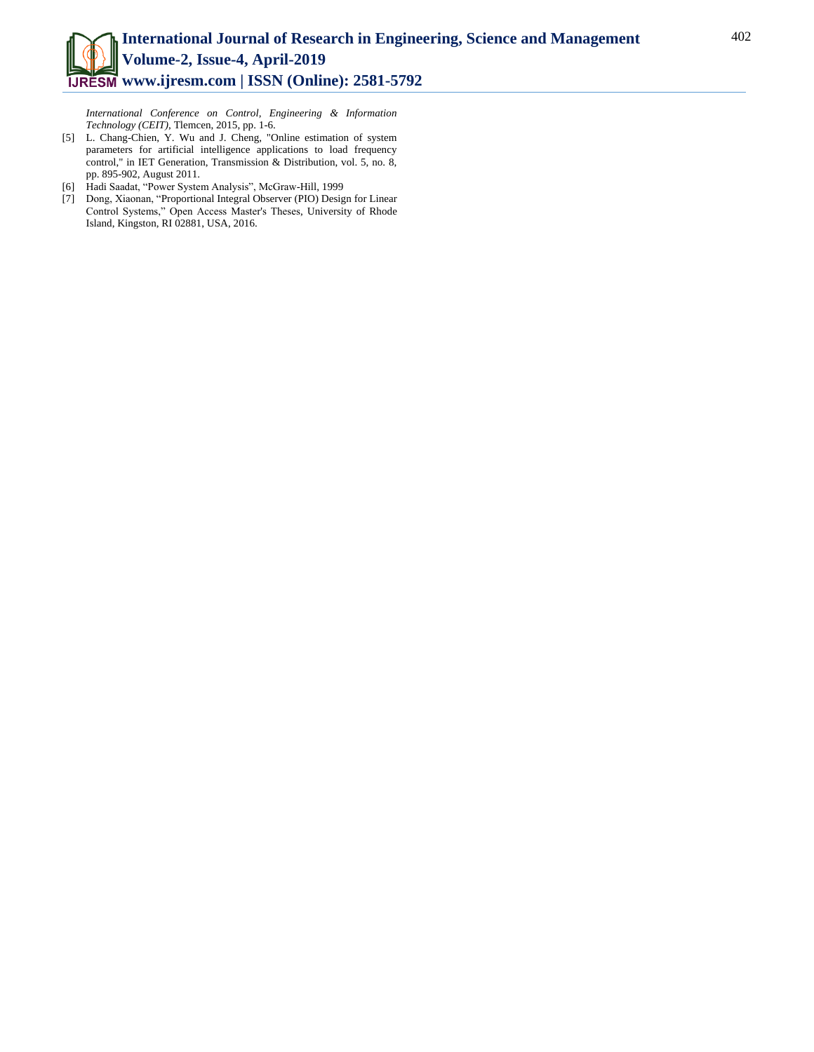*International Conference on Control, Engineering & Information Technology (CEIT)*, Tlemcen, 2015, pp. 1-6.

[5] L. Chang-Chien, Y. Wu and J. Cheng, "Online estimation of system parameters for artificial intelligence applications to load frequency control," in IET Generation, Transmission & Distribution, vol. 5, no. 8, pp. 895-902, August 2011.

[6] Hadi Saadat, "Power System Analysis", McGraw-Hill, 1999

[7] Dong, Xiaonan, "Proportional Integral Observer (PIO) Design for Linear Control Systems," Open Access Master's Theses, University of Rhode Island, Kingston, RI 02881, USA, 2016.